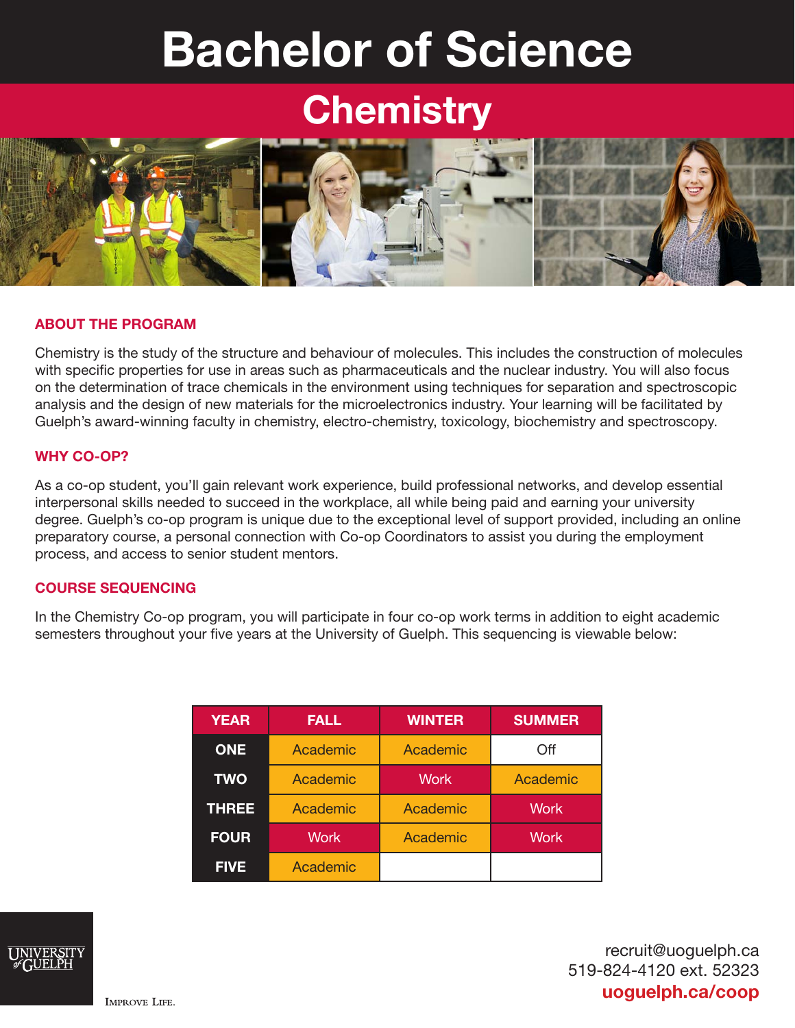# Bachelor of Science

## Chemistry

### ABOUT THE PROGRAM

Chemistry is the study of the structure and behaviour of molecules. This includes the construction of molecules with specific properties for use in areas such as pharmaceuticals and the nuclear industry. You will also focus on the determination of trace chemicals in the environment using techniques for separation and spectroscopic analysis and the design of new materials for the microelectronics industry. Your learning will be facilitated by Guelph's award-winning faculty in chemistry, electro-chemistry, toxicology, biochemistry and spectroscopy.

### WHY CO-OP?

As a co-op student, you'll gain relevant work experience, build professional networks, and develop essential interpersonal skills needed to succeed in the workplace, all while being paid and earning your university degree. Guelph's co-op program is unique due to the exceptional level of support provided, including an online preparatory course, a personal connection with Co-op Coordinators to assist you during the employment process, and access to senior student mentors.

### COURSE SEQUENCING

In the Chemistry Co-op program, you will participate in four co-op work terms in addition to eight academic semesters throughout your five years at the University of Guelph. This sequencing is viewable below:

| YEAR | FALL | WINTER | SUMMER |
|---|---|---|---|
| ONE | Academic | Academic | Off |
| TWO | Academic | Work | Academic |
| THREE | Academic | Academic | Work |
| FOUR | Work | Academic | Work |
| FIVE | Academic | | |

UNIVERSITY of GUELPH

IMPROVE LIFE.

recruit@uoguelph.ca
519-824-4120 ext. 52323
**uoguelph.ca/coop**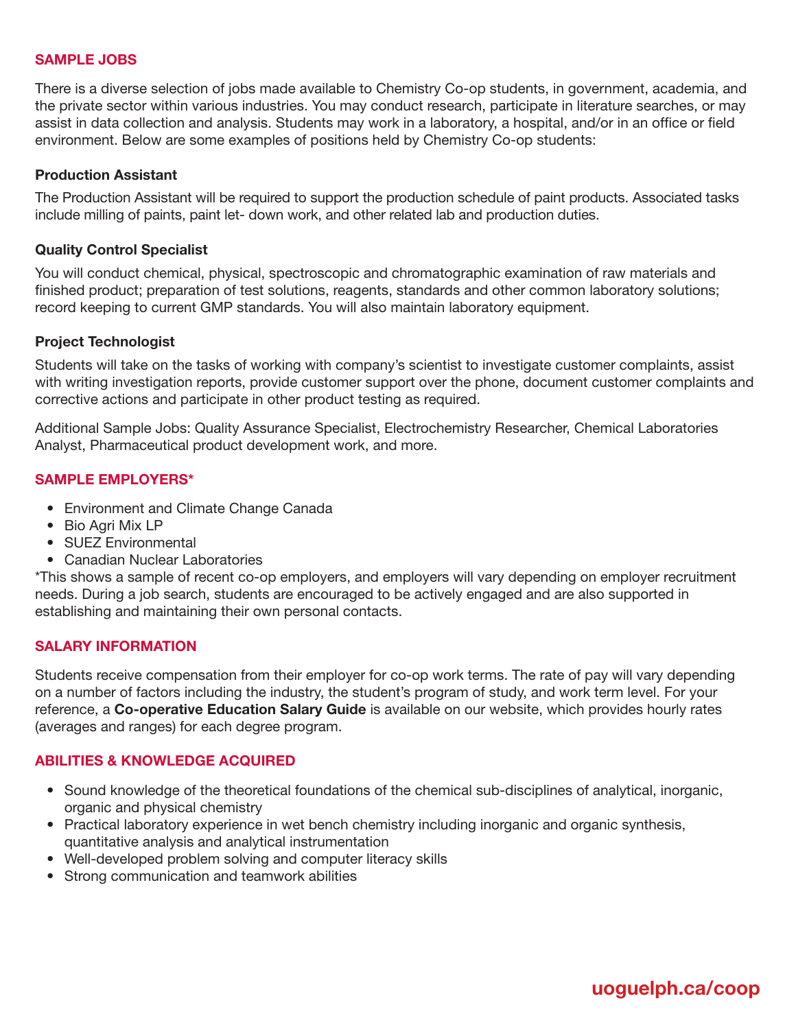## SAMPLE JOBS

There is a diverse selection of jobs made available to Chemistry Co-op students, in government, academia, and the private sector within various industries. You may conduct research, participate in literature searches, or may assist in data collection and analysis. Students may work in a laboratory, a hospital, and/or in an office or field environment. Below are some examples of positions held by Chemistry Co-op students:

### Production Assistant

The Production Assistant will be required to support the production schedule of paint products. Associated tasks include milling of paints, paint let- down work, and other related lab and production duties.

### Quality Control Specialist

You will conduct chemical, physical, spectroscopic and chromatographic examination of raw materials and finished product; preparation of test solutions, reagents, standards and other common laboratory solutions; record keeping to current GMP standards. You will also maintain laboratory equipment.

### Project Technologist

Students will take on the tasks of working with company's scientist to investigate customer complaints, assist with writing investigation reports, provide customer support over the phone, document customer complaints and corrective actions and participate in other product testing as required.

Additional Sample Jobs: Quality Assurance Specialist, Electrochemistry Researcher, Chemical Laboratories Analyst, Pharmaceutical product development work, and more.

## SAMPLE EMPLOYERS*

- Environment and Climate Change Canada
- Bio Agri Mix LP
- SUEZ Environmental
- Canadian Nuclear Laboratories

*This shows a sample of recent co-op employers, and employers will vary depending on employer recruitment needs. During a job search, students are encouraged to be actively engaged and are also supported in establishing and maintaining their own personal contacts.

## SALARY INFORMATION

Students receive compensation from their employer for co-op work terms. The rate of pay will vary depending on a number of factors including the industry, the student's program of study, and work term level. For your reference, a **Co-operative Education Salary Guide** is available on our website, which provides hourly rates (averages and ranges) for each degree program.

## ABILITIES & KNOWLEDGE ACQUIRED

- Sound knowledge of the theoretical foundations of the chemical sub-disciplines of analytical, inorganic, organic and physical chemistry
- Practical laboratory experience in wet bench chemistry including inorganic and organic synthesis, quantitative analysis and analytical instrumentation
- Well-developed problem solving and computer literacy skills
- Strong communication and teamwork abilities

**uoguelph.ca/coop**